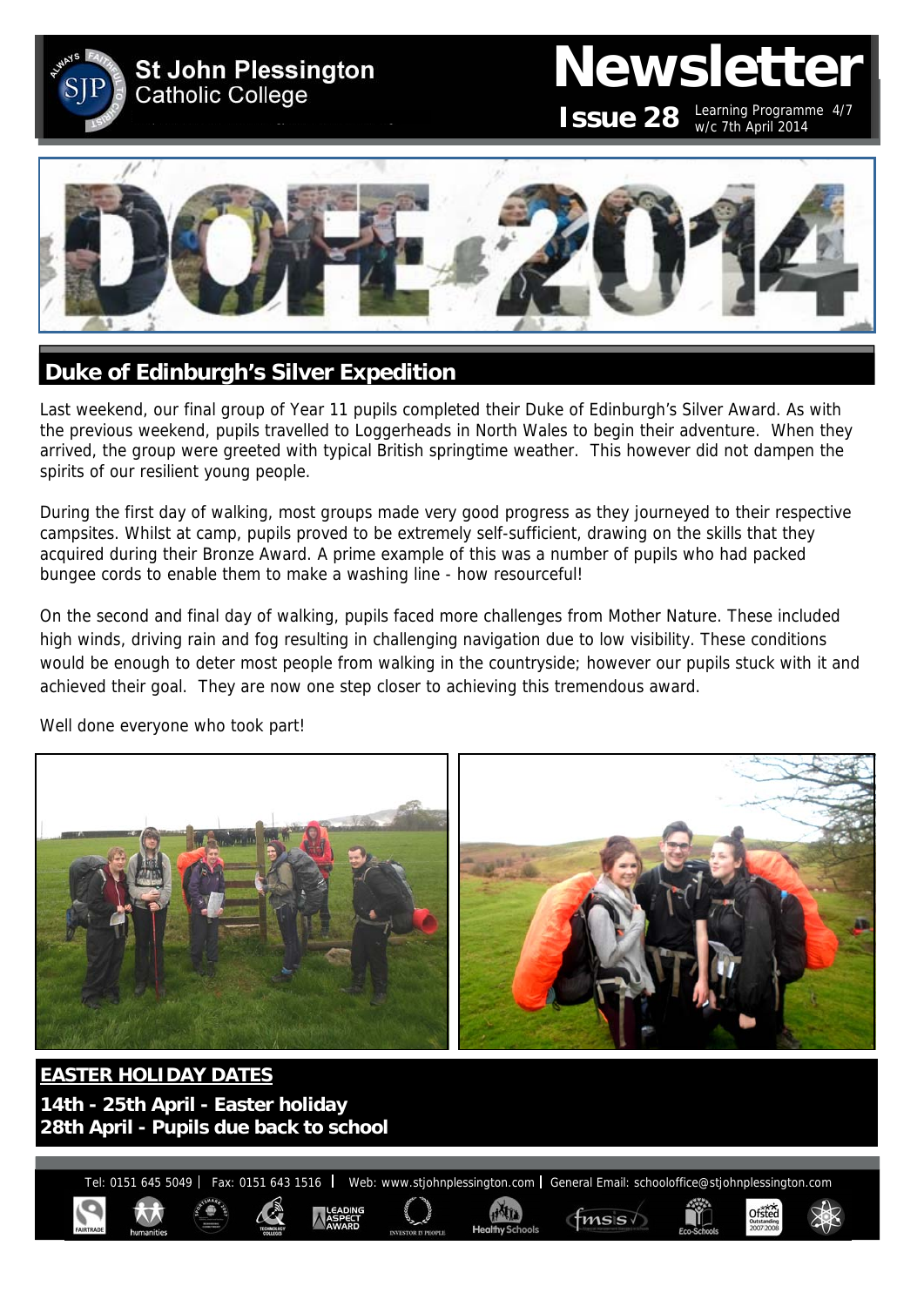# St John Plessington Catholic College

# Newsletter

**Issue 28** Learning Programme 4/7 w/c 7th April 2014

## Duke of Edinburgh's Silver Expedition

Last weekend, our final group of Year 11 pupils completed their Duke of Edinburgh's Silver Award. As with the previous weekend, pupils travelled to Loggerheads in North Wales to begin their adventure. When they arrived, the group were greeted with typical British springtime weather. This however did not dampen the spirits of our resilient young people.

During the first day of walking, most groups made very good progress as they journeyed to their respective campsites. Whilst at camp, pupils proved to be extremely self-sufficient, drawing on the skills that they acquired during their Bronze Award. A prime example of this was a number of pupils who had packed bungee cords to enable them to make a washing line - how resourceful!

On the second and final day of walking, pupils faced more challenges from Mother Nature. These included high winds, driving rain and fog resulting in challenging navigation due to low visibility. These conditions would be enough to deter most people from walking in the countryside; however our pupils stuck with it and achieved their goal. They are now one step closer to achieving this tremendous award.

Well done everyone who took part!

## EASTER HOLIDAY DATES

**14th - 25th April - Easter holiday**
**28th April - Pupils due back to school**

Tel: 0151 645 5049 | Fax: 0151 643 1516 | Web: www.stjohnplessington.com | General Email: schooloffice@stjohnplessington.com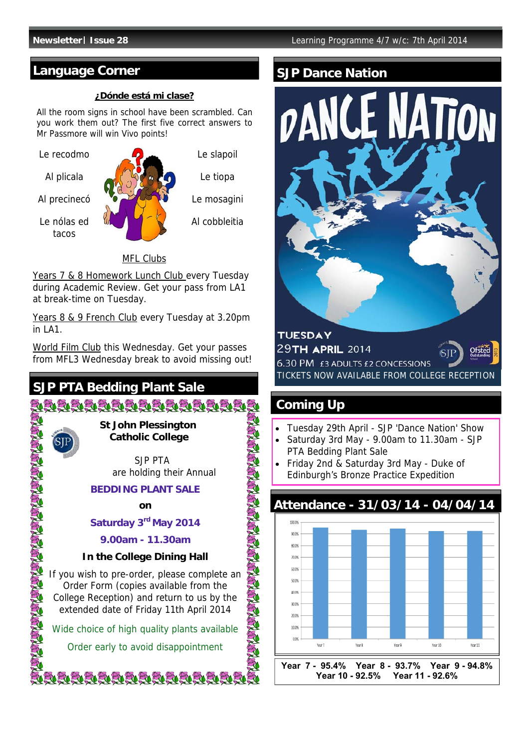## Language Corner

**¿Dónde está mi clase?**

All the room signs in school have been scrambled. Can you work them out? The first five correct answers to Mr Passmore will win Vivo points!

| | |
|---|---|
| Le recodmo | Le slapoil |
| Al plicala | Le tiopa |
| Al precinecó | Le mosagini |
| Le nólas ed tacos | Al cobbleitia |

MFL Clubs

Years 7 & 8 Homework Lunch Club every Tuesday during Academic Review. Get your pass from LA1 at break-time on Tuesday.

Years 8 & 9 French Club every Tuesday at 3.20pm in LA1.

World Film Club this Wednesday. Get your passes from MFL3 Wednesday break to avoid missing out!

## SJP PTA Bedding Plant Sale

**St John Plessington Catholic College**

SJP PTA are holding their Annual

**BEDDING PLANT SALE**

**on**

**Saturday 3rd May 2014**

**9.00am - 11.30am**

**In the College Dining Hall**

If you wish to pre-order, please complete an Order Form (copies available from the College Reception) and return to us by the extended date of Friday 11th April 2014

Wide choice of high quality plants available

Order early to avoid disappointment

## SJP Dance Nation

DANCE NATION

TUESDAY
29TH APRIL 2014
6.30 PM £3 ADULTS £2 CONCESSIONS
TICKETS NOW AVAILABLE FROM COLLEGE RECEPTION

## Coming Up

- Tuesday 29th April - SJP 'Dance Nation' Show
- Saturday 3rd May - 9.00am to 11.30am - SJP PTA Bedding Plant Sale
- Friday 2nd & Saturday 3rd May - Duke of Edinburgh's Bronze Practice Expedition

## Attendance - 31/03/14 - 04/04/14

**Year 7 - 95.4% Year 8 - 93.7% Year 9 - 94.8%**
**Year 10 - 92.5% Year 11 - 92.6%**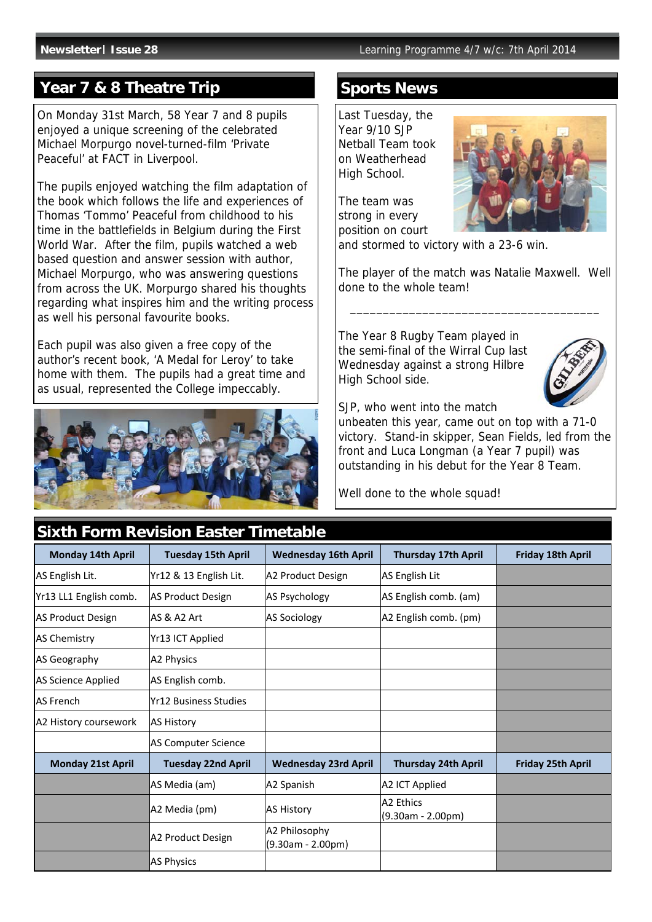## Year 7 & 8 Theatre Trip

On Monday 31st March, 58 Year 7 and 8 pupils enjoyed a unique screening of the celebrated Michael Morpurgo novel-turned-film 'Private Peaceful' at FACT in Liverpool.

The pupils enjoyed watching the film adaptation of the book which follows the life and experiences of Thomas 'Tommo' Peaceful from childhood to his time in the battlefields in Belgium during the First World War. After the film, pupils watched a web based question and answer session with author, Michael Morpurgo, who was answering questions from across the UK. Morpurgo shared his thoughts regarding what inspires him and the writing process as well his personal favourite books.

Each pupil was also given a free copy of the author's recent book, 'A Medal for Leroy' to take home with them. The pupils had a great time and as usual, represented the College impeccably.

## Sports News

Last Tuesday, the Year 9/10 SJP Netball Team took on Weatherhead High School.

The team was strong in every position on court and stormed to victory with a 23-6 win.

The player of the match was Natalie Maxwell. Well done to the whole team!

---

The Year 8 Rugby Team played in the semi-final of the Wirral Cup last Wednesday against a strong Hilbre High School side.

SJP, who went into the match unbeaten this year, came out on top with a 71-0 victory. Stand-in skipper, Sean Fields, led from the front and Luca Longman (a Year 7 pupil) was outstanding in his debut for the Year 8 Team.

Well done to the whole squad!

## Sixth Form Revision Easter Timetable

| Monday 14th April | Tuesday 15th April | Wednesday 16th April | Thursday 17th April | Friday 18th April |
|---|---|---|---|---|
| AS English Lit. | Yr12 & 13 English Lit. | A2 Product Design | AS English Lit | |
| Yr13 LL1 English comb. | AS Product Design | AS Psychology | AS English comb. (am) | |
| AS Product Design | AS & A2 Art | AS Sociology | A2 English comb. (pm) | |
| AS Chemistry | Yr13 ICT Applied | | | |
| AS Geography | A2 Physics | | | |
| AS Science Applied | AS English comb. | | | |
| AS French | Yr12 Business Studies | | | |
| A2 History coursework | AS History | | | |
| | AS Computer Science | | | |
| **Monday 21st April** | **Tuesday 22nd April** | **Wednesday 23rd April** | **Thursday 24th April** | **Friday 25th April** |
| | AS Media (am) | A2 Spanish | A2 ICT Applied | |
| | A2 Media (pm) | AS History | A2 Ethics (9.30am - 2.00pm) | |
| | A2 Product Design | A2 Philosophy (9.30am - 2.00pm) | | |
| | AS Physics | | | |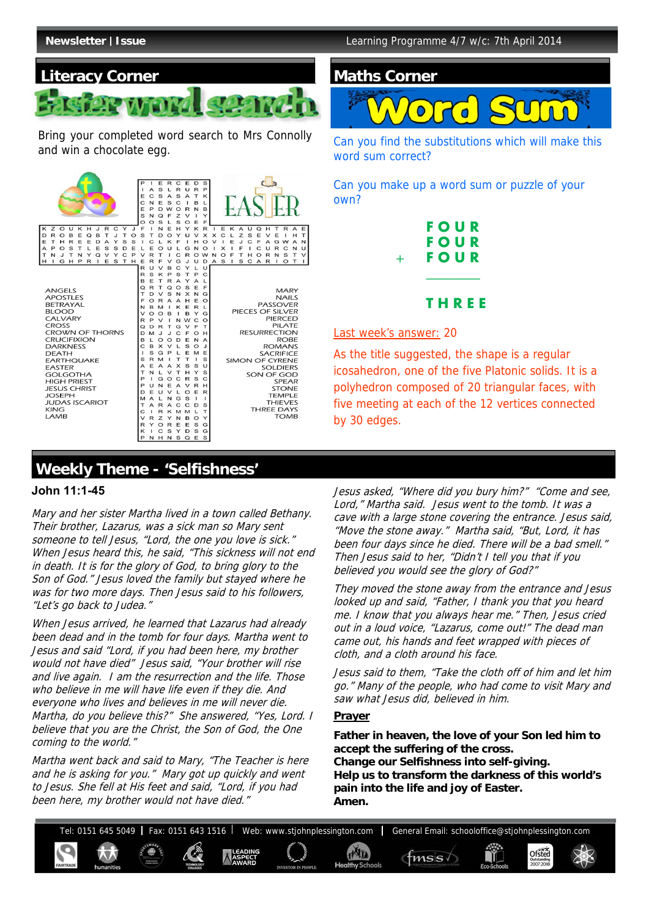Newsletter | Issue

Learning Programme 4/7 w/c: 7th April 2014

## Literacy Corner

### Easter word search

Bring your completed word search to Mrs Connolly and win a chocolate egg.

EASTER

ANGELS
APOSTLES
BETRAYAL
BLOOD
CALVARY
CROSS
CROWN OF THORNS
CRUCIFIXION
DARKNESS
DEATH
EARTHQUAKE
EASTER
GOLGOTHA
HIGH PRIEST
JESUS CHRIST
JOSEPH
JUDAS ISCARIOT
KING
LAMB

MARY
NAILS
PASSOVER
PIECES OF SILVER
PIERCED
PILATE
RESURRECTION
ROBE
ROMANS
SACRIFICE
SIMON OF CYRENE
SOLDIERS
SON OF GOD
SPEAR
STONE
TEMPLE
THIEVES
THREE DAYS
TOMB

## Maths Corner

### Word Sum

Can you find the substitutions which make this word sum correct?

Can you make up a word sum or puzzle of your own?

```
  FOUR
  FOUR
+ FOUR
------
 THREE
```

Last week's answer: 20

As the title suggested, the shape is a regular icosahedron, one of the five Platonic solids. It is a polyhedron composed of 20 triangular faces, with five meeting at each of the 12 vertices connected by 30 edges.

## Weekly Theme - 'Selfishness'

**John 11:1-45**

*Mary and her sister Martha lived in a town called Bethany. Their brother, Lazarus, was a sick man so Mary sent someone to tell Jesus, "Lord, the one you love is sick." When Jesus heard this, he said, "This sickness will not end in death. It is for the glory of God, to bring glory to the Son of God." Jesus loved the family but stayed where he was for two more days. Then Jesus said to his followers, "Let's go back to Judea."*

*When Jesus arrived, he learned that Lazarus had already been dead and in the tomb for four days. Martha went to Jesus and said "Lord, if you had been here, my brother would not have died" Jesus said, "Your brother will rise and live again. I am the resurrection and the life. Those who believe in me will have life even if they die. And everyone who lives and believes in me will never die. Martha, do you believe this?" She answered, "Yes, Lord. I believe that you are the Christ, the Son of God, the One coming to the world."*

*Martha went back and said to Mary, "The Teacher is here and he is asking for you." Mary got up quickly and went to Jesus. She fell at His feet and said, "Lord, if you had been here, my brother would not have died."*

*Jesus asked, "Where did you bury him?" "Come and see, Lord," Martha said. Jesus went to the tomb. It was a cave with a large stone covering the entrance. Jesus said, "Move the stone away." Martha said, "But, Lord, it has been four days since he died. There will be a bad smell." Then Jesus said to her, "Didn't I tell you that if you believed you would see the glory of God?"*

*They moved the stone away from the entrance and Jesus looked up and said, "Father, I thank you that you heard me. I know that you always hear me." Then, Jesus cried out in a loud voice, "Lazarus, come out!" The dead man came out, his hands and feet wrapped with pieces of cloth, and a cloth around his face.*

*Jesus said to them, "Take the cloth off of him and let him go." Many of the people, who had come to visit Mary and saw what Jesus did, believed in him.*

**Prayer**

**Father in heaven, the love of your Son led him to accept the suffering of the cross.**
**Change our Selfishness into self-giving.**
**Help us to transform the darkness of this world's pain into the life and joy of Easter.**
**Amen.**

Tel: 0151 645 5049 | Fax: 0151 643 1516 | Web: www.stjohnplessington.com | General Email: schooloffice@stjohnplessington.com